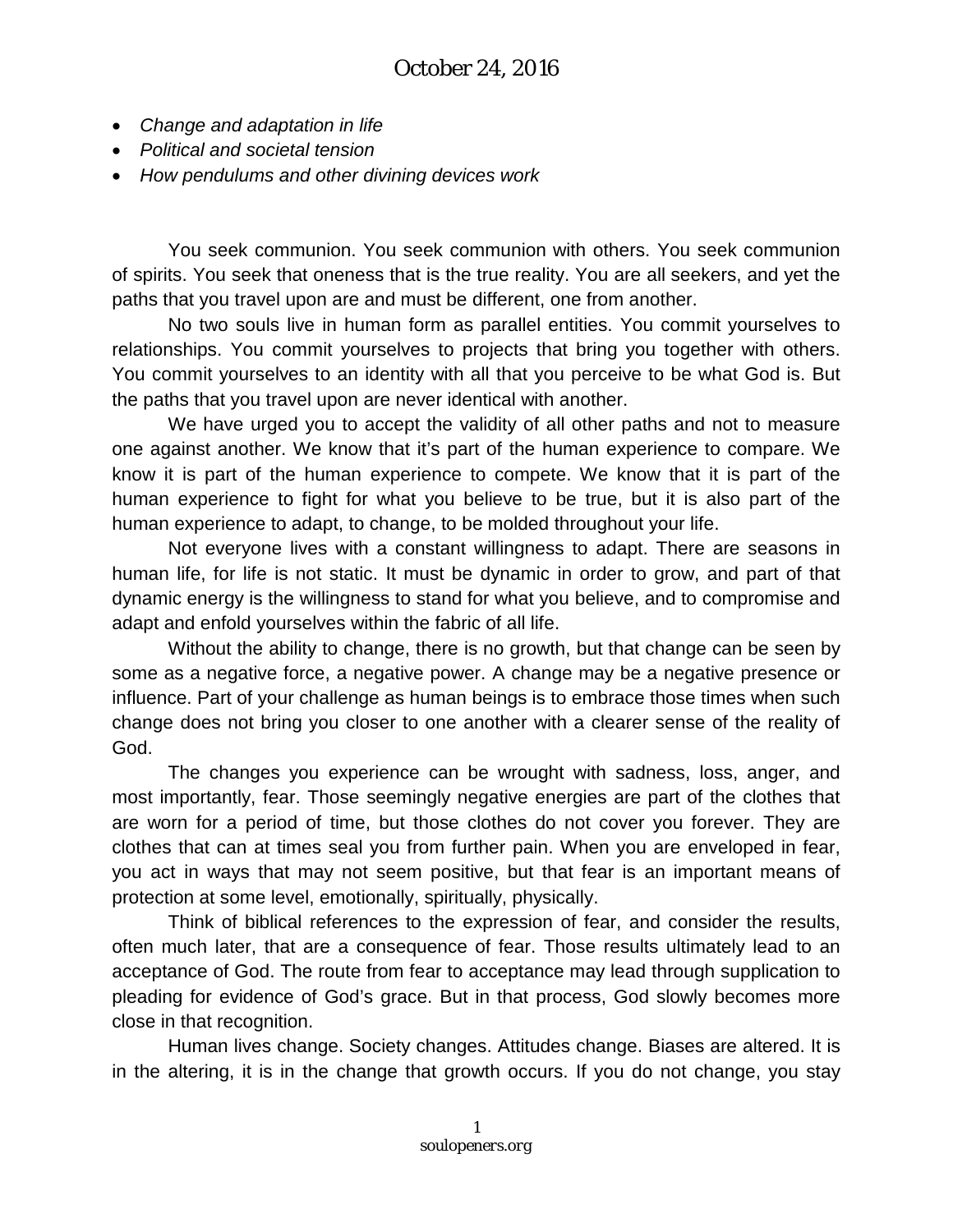# October 24, 2016

- *Change and adaptation in life*
- *Political and societal tension*
- *How pendulums and other divining devices work*

You seek communion. You seek communion with others. You seek communion of spirits. You seek that oneness that is the true reality. You are all seekers, and yet the paths that you travel upon are and must be different, one from another.

No two souls live in human form as parallel entities. You commit yourselves to relationships. You commit yourselves to projects that bring you together with others. You commit yourselves to an identity with all that you perceive to be what God is. But the paths that you travel upon are never identical with another.

We have urged you to accept the validity of all other paths and not to measure one against another. We know that it's part of the human experience to compare. We know it is part of the human experience to compete. We know that it is part of the human experience to fight for what you believe to be true, but it is also part of the human experience to adapt, to change, to be molded throughout your life.

Not everyone lives with a constant willingness to adapt. There are seasons in human life, for life is not static. It must be dynamic in order to grow, and part of that dynamic energy is the willingness to stand for what you believe, and to compromise and adapt and enfold yourselves within the fabric of all life.

Without the ability to change, there is no growth, but that change can be seen by some as a negative force, a negative power. A change may be a negative presence or influence. Part of your challenge as human beings is to embrace those times when such change does not bring you closer to one another with a clearer sense of the reality of God.

The changes you experience can be wrought with sadness, loss, anger, and most importantly, fear. Those seemingly negative energies are part of the clothes that are worn for a period of time, but those clothes do not cover you forever. They are clothes that can at times seal you from further pain. When you are enveloped in fear, you act in ways that may not seem positive, but that fear is an important means of protection at some level, emotionally, spiritually, physically.

Think of biblical references to the expression of fear, and consider the results, often much later, that are a consequence of fear. Those results ultimately lead to an acceptance of God. The route from fear to acceptance may lead through supplication to pleading for evidence of God's grace. But in that process, God slowly becomes more close in that recognition.

Human lives change. Society changes. Attitudes change. Biases are altered. It is in the altering, it is in the change that growth occurs. If you do not change, you stay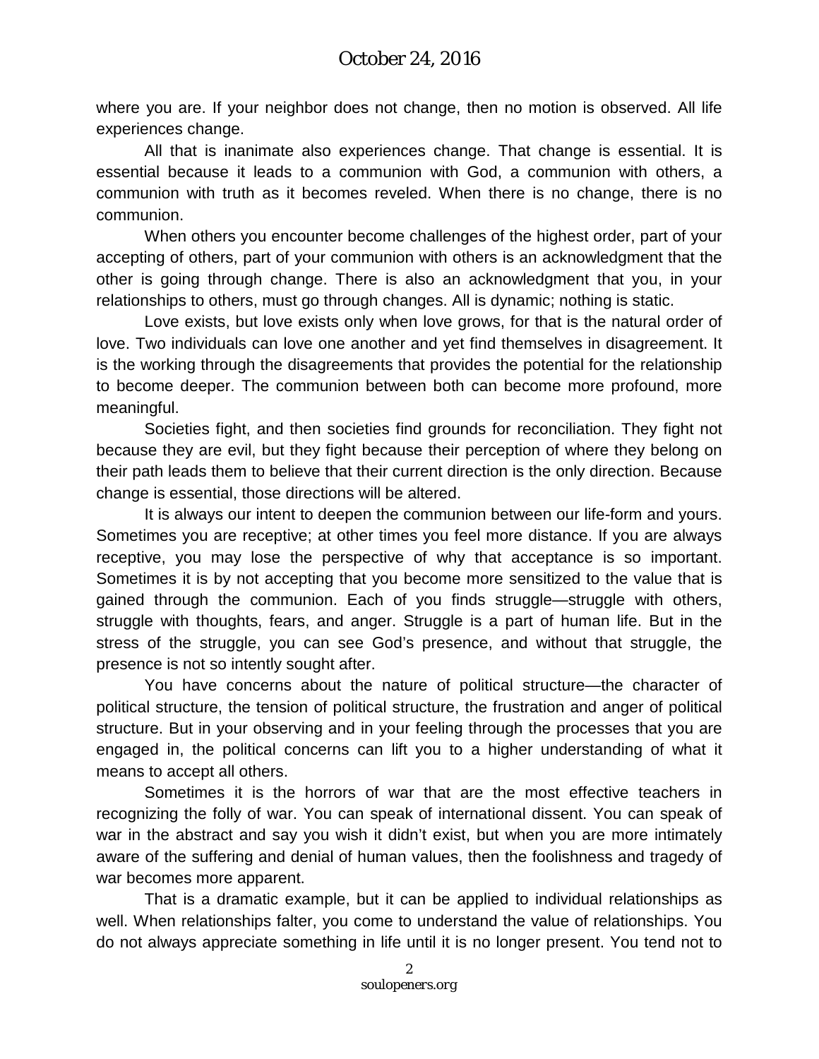where you are. If your neighbor does not change, then no motion is observed. All life experiences change.

All that is inanimate also experiences change. That change is essential. It is essential because it leads to a communion with God, a communion with others, a communion with truth as it becomes reveled. When there is no change, there is no communion.

When others you encounter become challenges of the highest order, part of your accepting of others, part of your communion with others is an acknowledgment that the other is going through change. There is also an acknowledgment that you, in your relationships to others, must go through changes. All is dynamic; nothing is static.

Love exists, but love exists only when love grows, for that is the natural order of love. Two individuals can love one another and yet find themselves in disagreement. It is the working through the disagreements that provides the potential for the relationship to become deeper. The communion between both can become more profound, more meaningful.

Societies fight, and then societies find grounds for reconciliation. They fight not because they are evil, but they fight because their perception of where they belong on their path leads them to believe that their current direction is the only direction. Because change is essential, those directions will be altered.

It is always our intent to deepen the communion between our life-form and yours. Sometimes you are receptive; at other times you feel more distance. If you are always receptive, you may lose the perspective of why that acceptance is so important. Sometimes it is by not accepting that you become more sensitized to the value that is gained through the communion. Each of you finds struggle—struggle with others, struggle with thoughts, fears, and anger. Struggle is a part of human life. But in the stress of the struggle, you can see God's presence, and without that struggle, the presence is not so intently sought after.

You have concerns about the nature of political structure—the character of political structure, the tension of political structure, the frustration and anger of political structure. But in your observing and in your feeling through the processes that you are engaged in, the political concerns can lift you to a higher understanding of what it means to accept all others.

Sometimes it is the horrors of war that are the most effective teachers in recognizing the folly of war. You can speak of international dissent. You can speak of war in the abstract and say you wish it didn't exist, but when you are more intimately aware of the suffering and denial of human values, then the foolishness and tragedy of war becomes more apparent.

That is a dramatic example, but it can be applied to individual relationships as well. When relationships falter, you come to understand the value of relationships. You do not always appreciate something in life until it is no longer present. You tend not to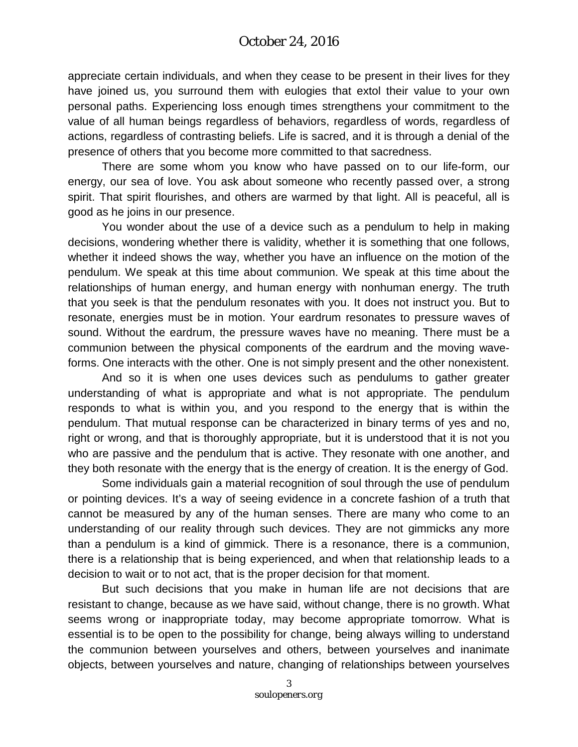appreciate certain individuals, and when they cease to be present in their lives for they have joined us, you surround them with eulogies that extol their value to your own personal paths. Experiencing loss enough times strengthens your commitment to the value of all human beings regardless of behaviors, regardless of words, regardless of actions, regardless of contrasting beliefs. Life is sacred, and it is through a denial of the presence of others that you become more committed to that sacredness.

There are some whom you know who have passed on to our life-form, our energy, our sea of love. You ask about someone who recently passed over, a strong spirit. That spirit flourishes, and others are warmed by that light. All is peaceful, all is good as he joins in our presence.

You wonder about the use of a device such as a pendulum to help in making decisions, wondering whether there is validity, whether it is something that one follows, whether it indeed shows the way, whether you have an influence on the motion of the pendulum. We speak at this time about communion. We speak at this time about the relationships of human energy, and human energy with nonhuman energy. The truth that you seek is that the pendulum resonates with you. It does not instruct you. But to resonate, energies must be in motion. Your eardrum resonates to pressure waves of sound. Without the eardrum, the pressure waves have no meaning. There must be a communion between the physical components of the eardrum and the moving wave-forms. One interacts with the other. One is not simply present and the other nonexistent.

And so it is when one uses devices such as pendulums to gather greater understanding of what is appropriate and what is not appropriate. The pendulum responds to what is within you, and you respond to the energy that is within the pendulum. That mutual response can be characterized in binary terms of yes and no, right or wrong, and that is thoroughly appropriate, but it is understood that it is not you who are passive and the pendulum that is active. They resonate with one another, and they both resonate with the energy that is the energy of creation. It is the energy of God.

Some individuals gain a material recognition of soul through the use of pendulum or pointing devices. It's a way of seeing evidence in a concrete fashion of a truth that cannot be measured by any of the human senses. There are many who come to an understanding of our reality through such devices. They are not gimmicks any more than a pendulum is a kind of gimmick. There is a resonance, there is a communion, there is a relationship that is being experienced, and when that relationship leads to a decision to wait or to not act, that is the proper decision for that moment.

But such decisions that you make in human life are not decisions that are resistant to change, because as we have said, without change, there is no growth. What seems wrong or inappropriate today, may become appropriate tomorrow. What is essential is to be open to the possibility for change, being always willing to understand the communion between yourselves and others, between yourselves and inanimate objects, between yourselves and nature, changing of relationships between yourselves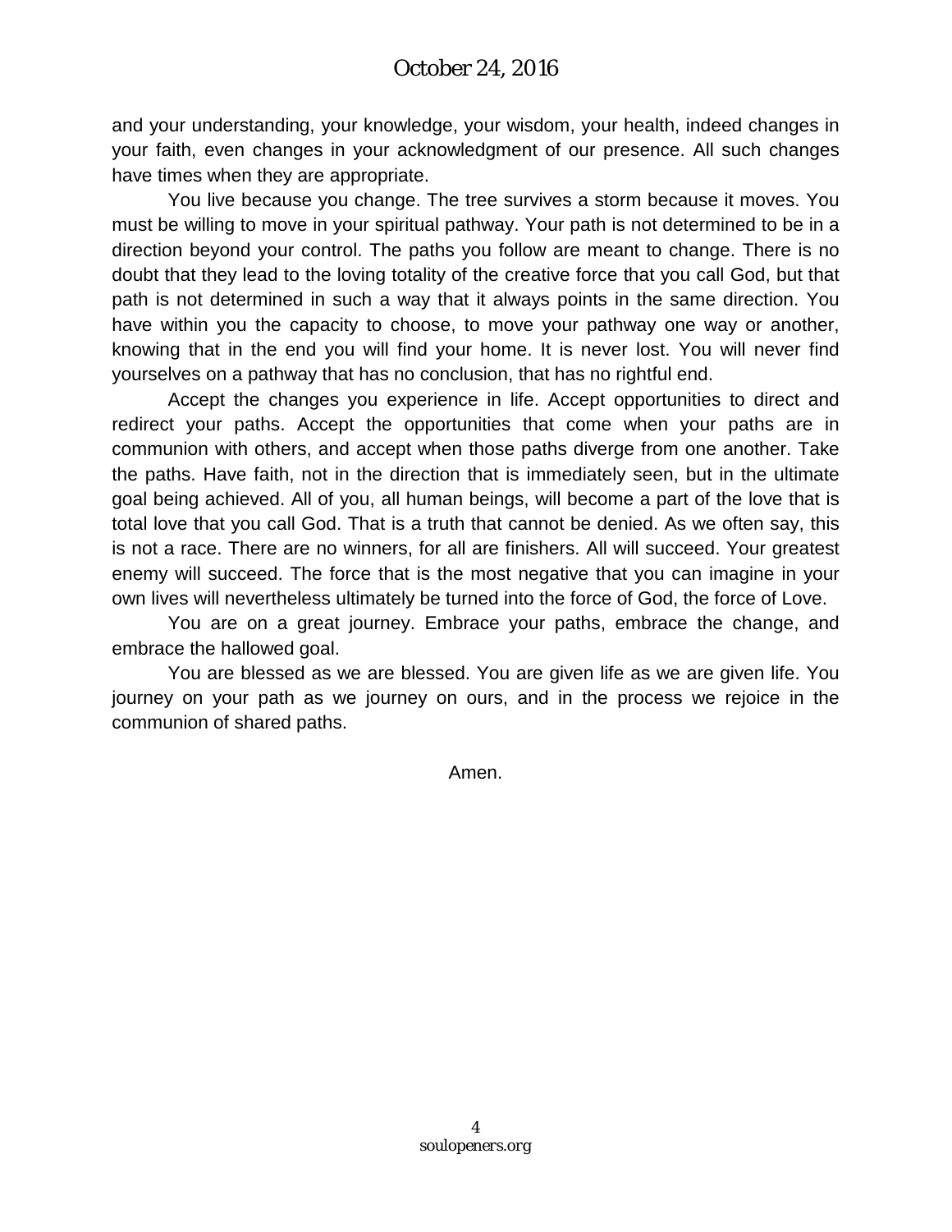and your understanding, your knowledge, your wisdom, your health, indeed changes in your faith, even changes in your acknowledgment of our presence. All such changes have times when they are appropriate.

You live because you change. The tree survives a storm because it moves. You must be willing to move in your spiritual pathway. Your path is not determined to be in a direction beyond your control. The paths you follow are meant to change. There is no doubt that they lead to the loving totality of the creative force that you call God, but that path is not determined in such a way that it always points in the same direction. You have within you the capacity to choose, to move your pathway one way or another, knowing that in the end you will find your home. It is never lost. You will never find yourselves on a pathway that has no conclusion, that has no rightful end.

Accept the changes you experience in life. Accept opportunities to direct and redirect your paths. Accept the opportunities that come when your paths are in communion with others, and accept when those paths diverge from one another. Take the paths. Have faith, not in the direction that is immediately seen, but in the ultimate goal being achieved. All of you, all human beings, will become a part of the love that is total love that you call God. That is a truth that cannot be denied. As we often say, this is not a race. There are no winners, for all are finishers. All will succeed. Your greatest enemy will succeed. The force that is the most negative that you can imagine in your own lives will nevertheless ultimately be turned into the force of God, the force of Love.

You are on a great journey. Embrace your paths, embrace the change, and embrace the hallowed goal.

You are blessed as we are blessed. You are given life as we are given life. You journey on your path as we journey on ours, and in the process we rejoice in the communion of shared paths.

Amen.